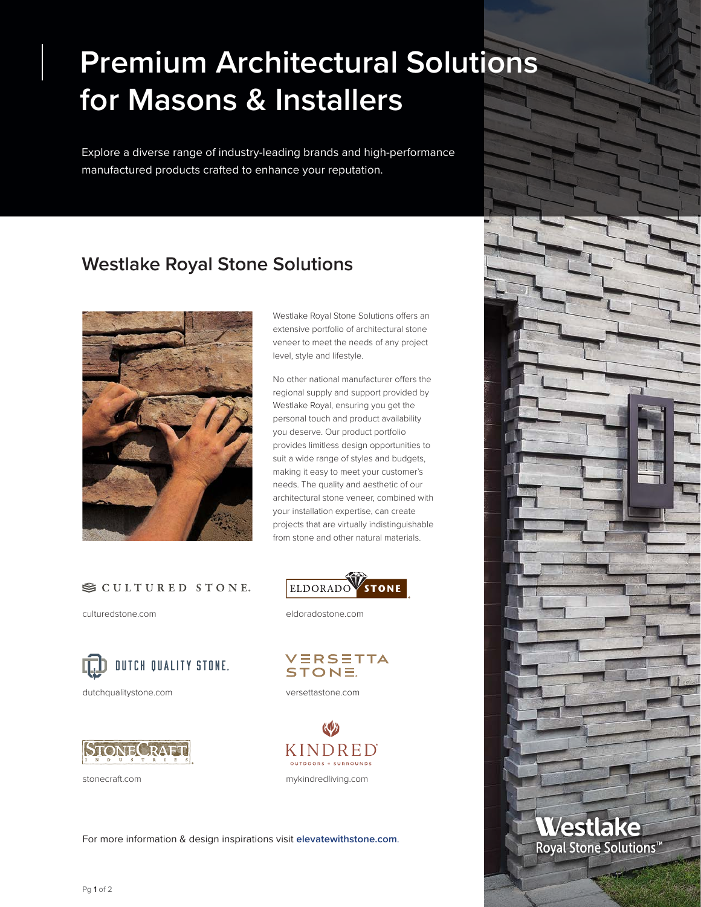# Premium Architectural Solutions for Masons & Installers

Explore a diverse range of industry-leading brands and high-performance manufactured products crafted to enhance your reputation.

## Westlake Royal Stone Solutions

Westlake Royal Stone Solutions offers an extensive portfolio of architectural stone veneer to meet the needs of any project level, style and lifestyle.

No other national manufacturer offers the regional supply and support provided by Westlake Royal, ensuring you get the personal touch and product availability you deserve. Our product portfolio provides limitless design opportunities to suit a wide range of styles and budgets, making it easy to meet your customer's needs. The quality and aesthetic of our architectural stone veneer, combined with your installation expertise, can create projects that are virtually indistinguishable from stone and other natural materials.

CULTURED STONE.

culturedstone.com

ELDORADO STONE

eldoradostone.com

DUTCH QUALITY STONE.

dutchqualitystone.com

VERSETTA STONE.

versettastone.com

STONECRAFT INDUSTRIES

stonecraft.com

KINDRED OUTDOORS + SURROUNDS

mykindredliving.com

For more information & design inspirations visit **elevatewithstone.com**.

Westlake Royal Stone Solutions™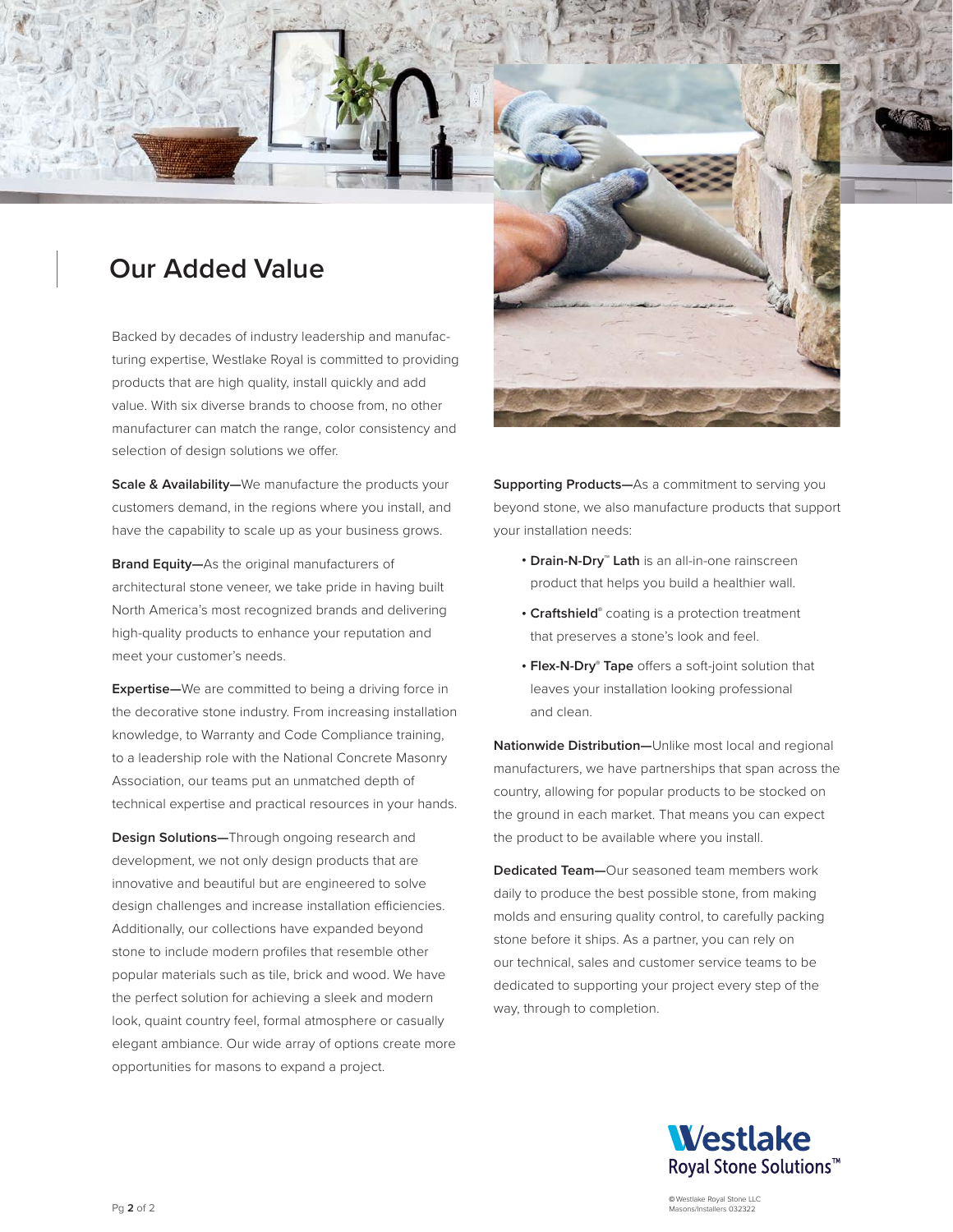## Our Added Value

Backed by decades of industry leadership and manufacturing expertise, Westlake Royal is committed to providing products that are high quality, install quickly and add value. With six diverse brands to choose from, no other manufacturer can match the range, color consistency and selection of design solutions we offer.

**Scale & Availability—**We manufacture the products your customers demand, in the regions where you install, and have the capability to scale up as your business grows.

**Brand Equity—**As the original manufacturers of architectural stone veneer, we take pride in having built North America's most recognized brands and delivering high-quality products to enhance your reputation and meet your customer's needs.

**Expertise—**We are committed to being a driving force in the decorative stone industry. From increasing installation knowledge, to Warranty and Code Compliance training, to a leadership role with the National Concrete Masonry Association, our teams put an unmatched depth of technical expertise and practical resources in your hands.

**Design Solutions—**Through ongoing research and development, we not only design products that are innovative and beautiful but are engineered to solve design challenges and increase installation efficiencies. Additionally, our collections have expanded beyond stone to include modern profiles that resemble other popular materials such as tile, brick and wood. We have the perfect solution for achieving a sleek and modern look, quaint country feel, formal atmosphere or casually elegant ambiance. Our wide array of options create more opportunities for masons to expand a project.

**Supporting Products—**As a commitment to serving you beyond stone, we also manufacture products that support your installation needs:

- **Drain-N-Dry™ Lath** is an all-in-one rainscreen product that helps you build a healthier wall.
- **Craftshield®** coating is a protection treatment that preserves a stone's look and feel.
- **Flex-N-Dry® Tape** offers a soft-joint solution that leaves your installation looking professional and clean.

**Nationwide Distribution—**Unlike most local and regional manufacturers, we have partnerships that span across the country, allowing for popular products to be stocked on the ground in each market. That means you can expect the product to be available where you install.

**Dedicated Team—**Our seasoned team members work daily to produce the best possible stone, from making molds and ensuring quality control, to carefully packing stone before it ships. As a partner, you can rely on our technical, sales and customer service teams to be dedicated to supporting your project every step of the way, through to completion.

Westlake Royal Stone Solutions™

© Westlake Royal Stone LLC
Masons/Installers 032322